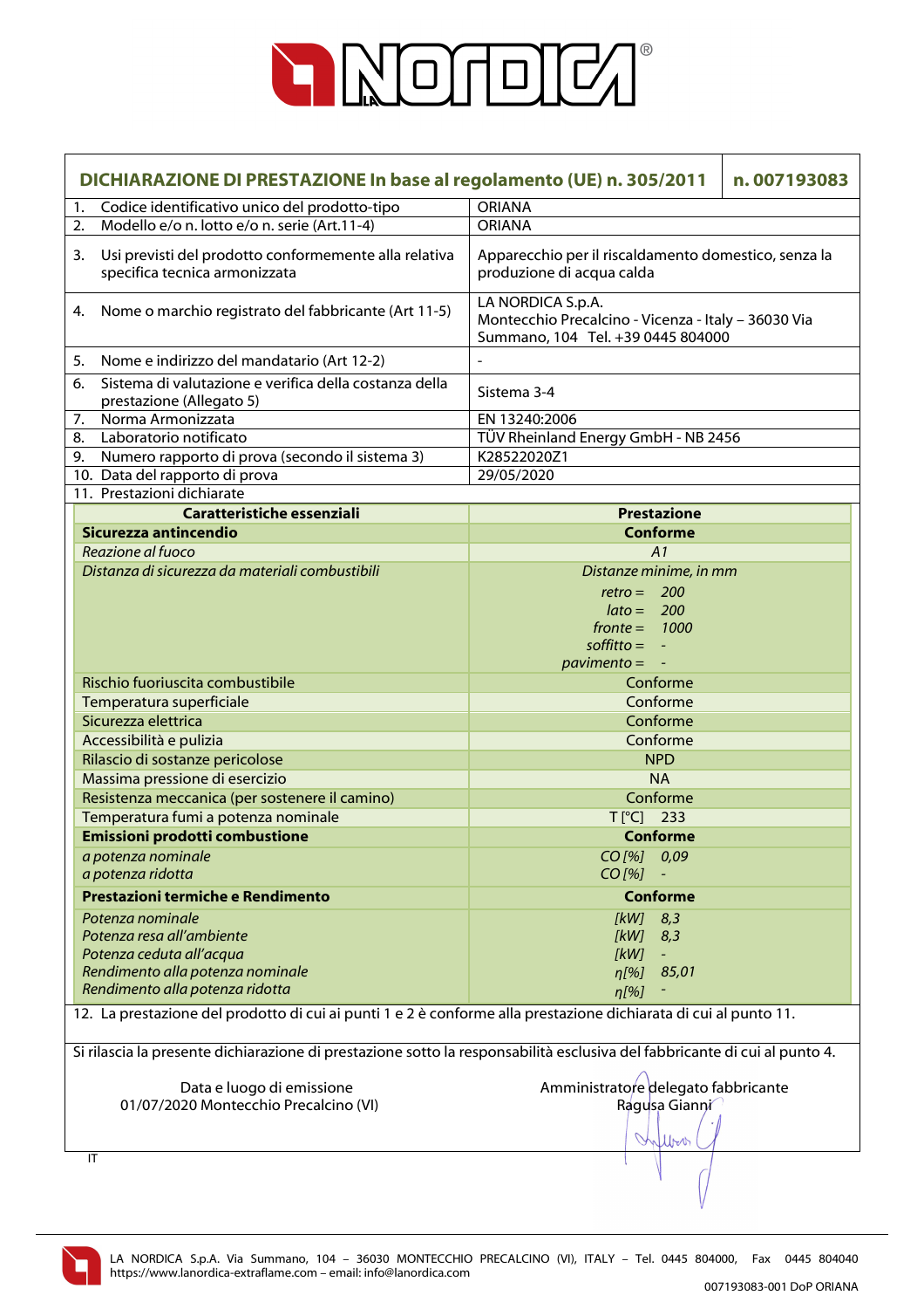# DICHIARAZIONE DI PRESTAZIONE In base al regolamento (UE) n. 305/2011 — n. 007193083

| | |
|---|---|
| 1. Codice identificativo unico del prodotto-tipo | ORIANA |
| 2. Modello e/o n. lotto e/o n. serie (Art.11-4) | ORIANA |
| 3. Usi previsti del prodotto conformemente alla relativa specifica tecnica armonizzata | Apparecchio per il riscaldamento domestico, senza la produzione di acqua calda |
| 4. Nome o marchio registrato del fabbricante (Art 11-5) | LA NORDICA S.p.A. Montecchio Precalcino - Vicenza - Italy – 36030 Via Summano, 104 Tel. +39 0445 804000 |
| 5. Nome e indirizzo del mandatario (Art 12-2) | - |
| 6. Sistema di valutazione e verifica della costanza della prestazione (Allegato 5) | Sistema 3-4 |
| 7. Norma Armonizzata | EN 13240:2006 |
| 8. Laboratorio notificato | TÜV Rheinland Energy GmbH - NB 2456 |
| 9. Numero rapporto di prova (secondo il sistema 3) | K28522020Z1 |
| 10. Data del rapporto di prova | 29/05/2020 |

11. Prestazioni dichiarate

| Caratteristiche essenziali | Prestazione |
|---|---|
| **Sicurezza antincendio** | **Conforme** |
| *Reazione al fuoco* | *A1* |
| *Distanza di sicurezza da materiali combustibili* | *Distanze minime, in mm*<br>*retro = 200*<br>*lato = 200*<br>*fronte = 1000*<br>*soffitto = -*<br>*pavimento = -* |
| Rischio fuoriuscita combustibile | Conforme |
| Temperatura superficiale | Conforme |
| Sicurezza elettrica | Conforme |
| Accessibilità e pulizia | Conforme |
| Rilascio di sostanze pericolose | NPD |
| Massima pressione di esercizio | NA |
| Resistenza meccanica (per sostenere il camino) | Conforme |
| Temperatura fumi a potenza nominale | T [°C] 233 |
| **Emissioni prodotti combustione** | **Conforme** |
| *a potenza nominale* | *CO [%] 0,09* |
| *a potenza ridotta* | *CO [%] -* |
| **Prestazioni termiche e Rendimento** | **Conforme** |
| *Potenza nominale* | *[kW] 8,3* |
| *Potenza resa all'ambiente* | *[kW] 8,3* |
| *Potenza ceduta all'acqua* | *[kW] -* |
| *Rendimento alla potenza nominale* | *η[%] 85,01* |
| *Rendimento alla potenza ridotta* | *η[%] -* |

12. La prestazione del prodotto di cui ai punti 1 e 2 è conforme alla prestazione dichiarata di cui al punto 11.

Si rilascia la presente dichiarazione di prestazione sotto la responsabilità esclusiva del fabbricante di cui al punto 4.

Data e luogo di emissione
01/07/2020 Montecchio Precalcino (VI)

Amministratore delegato fabbricante
Ragusa Gianni

IT

LA NORDICA S.p.A. Via Summano, 104 – 36030 MONTECCHIO PRECALCINO (VI), ITALY – Tel. 0445 804000, Fax 0445 804040
https://www.lanordica-extraflame.com – email: info@lanordica.com

007193083-001 DoP ORIANA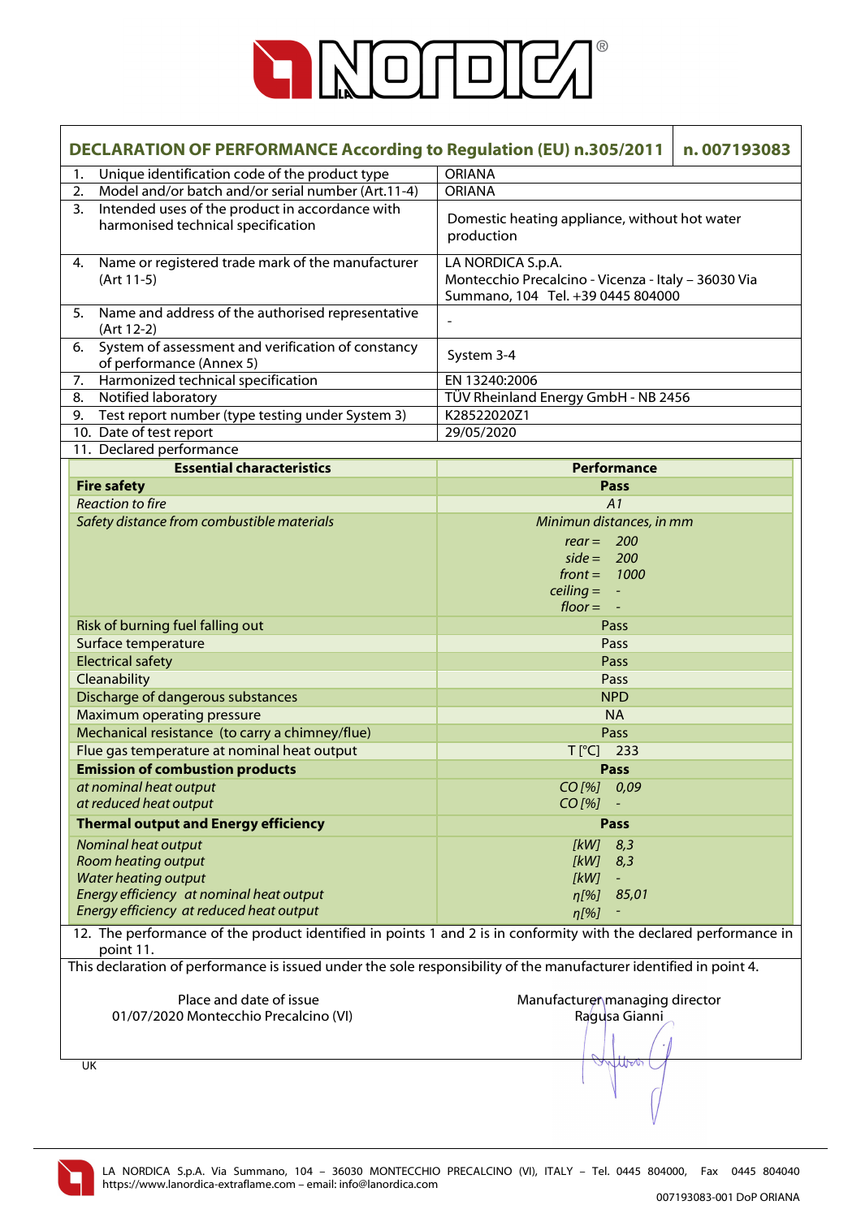LA NORDICA

## DECLARATION OF PERFORMANCE According to Regulation (EU) n.305/2011 — n. 007193083

| | |
|---|---|
| 1. Unique identification code of the product type | ORIANA |
| 2. Model and/or batch and/or serial number (Art.11-4) | ORIANA |
| 3. Intended uses of the product in accordance with harmonised technical specification | Domestic heating appliance, without hot water production |
| 4. Name or registered trade mark of the manufacturer (Art 11-5) | LA NORDICA S.p.A. Montecchio Precalcino - Vicenza - Italy – 36030 Via Summano, 104 Tel. +39 0445 804000 |
| 5. Name and address of the authorised representative (Art 12-2) | - |
| 6. System of assessment and verification of constancy of performance (Annex 5) | System 3-4 |
| 7. Harmonized technical specification | EN 13240:2006 |
| 8. Notified laboratory | TÜV Rheinland Energy GmbH - NB 2456 |
| 9. Test report number (type testing under System 3) | K28522020Z1 |
| 10. Date of test report | 29/05/2020 |

11. Declared performance

| Essential characteristics | Performance |
|---|---|
| **Fire safety** | **Pass** |
| *Reaction to fire* | *A1* |
| *Safety distance from combustible materials* | *Minimun distances, in mm*<br>*rear =* 200<br>*side =* 200<br>*front =* 1000<br>*ceiling =* -<br>*floor =* - |
| Risk of burning fuel falling out | Pass |
| Surface temperature | Pass |
| Electrical safety | Pass |
| Cleanability | Pass |
| Discharge of dangerous substances | NPD |
| Maximum operating pressure | NA |
| Mechanical resistance (to carry a chimney/flue) | Pass |
| Flue gas temperature at nominal heat output | T [°C] 233 |
| **Emission of combustion products** | **Pass** |
| *at nominal heat output* | *CO [%] 0,09* |
| *at reduced heat output* | *CO [%] -* |
| **Thermal output and Energy efficiency** | **Pass** |
| *Nominal heat output* | *[kW] 8,3* |
| *Room heating output* | *[kW] 8,3* |
| *Water heating output* | *[kW] -* |
| *Energy efficiency at nominal heat output* | *η[%] 85,01* |
| *Energy efficiency at reduced heat output* | *η[%] -* |

12. The performance of the product identified in points 1 and 2 is in conformity with the declared performance in point 11.

This declaration of performance is issued under the sole responsibility of the manufacturer identified in point 4.

Place and date of issue
01/07/2020 Montecchio Precalcino (VI)

Manufacturer managing director
Ragusa Gianni

UK

LA NORDICA S.p.A. Via Summano, 104 – 36030 MONTECCHIO PRECALCINO (VI), ITALY – Tel. 0445 804000, Fax 0445 804040
https://www.lanordica-extraflame.com – email: info@lanordica.com

007193083-001 DoP ORIANA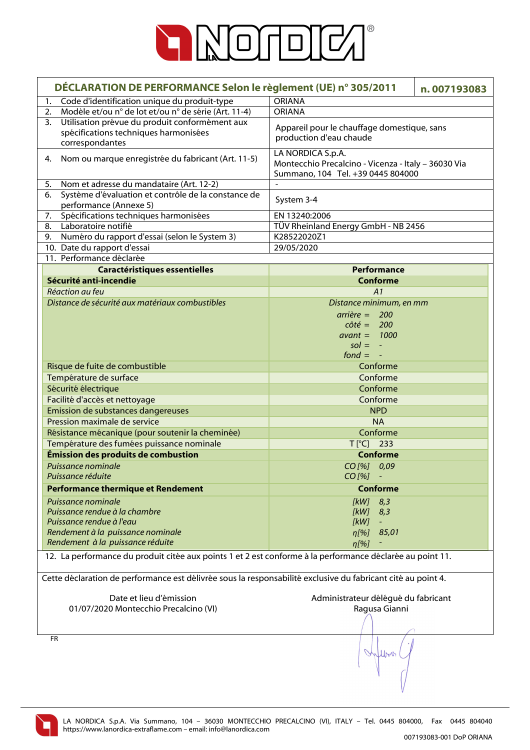# DÉCLARATION DE PERFORMANCE Selon le règlement (UE) n° 305/2011 — n. 007193083

| | |
|---|---|
| 1. Code d'identification unique du produit-type | ORIANA |
| 2. Modèle et/ou n° de lot et/ou n° de série (Art. 11-4) | ORIANA |
| 3. Utilisation prévue du produit conformément aux spécifications techniques harmonisées correspondantes | Appareil pour le chauffage domestique, sans production d'eau chaude |
| 4. Nom ou marque enregistrée du fabricant (Art. 11-5) | LA NORDICA S.p.A.<br>Montecchio Precalcino - Vicenza - Italy – 36030 Via Summano, 104 Tel. +39 0445 804000 |
| 5. Nom et adresse du mandataire (Art. 12-2) | - |
| 6. Système d'évaluation et contrôle de la constance de performance (Annexe 5) | System 3-4 |
| 7. Spécifications techniques harmonisées | EN 13240:2006 |
| 8. Laboratoire notifié | TÜV Rheinland Energy GmbH - NB 2456 |
| 9. Numéro du rapport d'essai (selon le System 3) | K28522020Z1 |
| 10. Date du rapport d'essai | 29/05/2020 |
| 11. Performance déclarée | |

| Caractéristiques essentielles | Performance |
|---|---|
| **Sécurité anti-incendie** | **Conforme** |
| *Réaction au feu* | *A1* |
| *Distance de sécurité aux matériaux combustibles* | *Distance minimum, en mm*<br>*arrière = 200*<br>*côté = 200*<br>*avant = 1000*<br>*sol = -*<br>*fond = -* |
| Risque de fuite de combustible | Conforme |
| Température de surface | Conforme |
| Sécurité électrique | Conforme |
| Facilité d'accès et nettoyage | Conforme |
| Emission de substances dangereuses | NPD |
| Pression maximale de service | NA |
| Résistance mécanique (pour soutenir la cheminée) | Conforme |
| Température des fumées puissance nominale | T [°C] 233 |
| **Émission des produits de combustion** | **Conforme** |
| *Puissance nominale* | *CO [%] 0,09* |
| *Puissance réduite* | *CO [%] -* |
| **Performance thermique et Rendement** | **Conforme** |
| *Puissance nominale* | *[kW] 8,3* |
| *Puissance rendue à la chambre* | *[kW] 8,3* |
| *Puissance rendue à l'eau* | *[kW] -* |
| *Rendement à la puissance nominale* | *η[%] 85,01* |
| *Rendement à la puissance réduite* | *η[%] -* |

12. La performance du produit citée aux points 1 et 2 est conforme à la performance déclarée au point 11.

Cette déclaration de performance est délivrée sous la responsabilité exclusive du fabricant cité au point 4.

Date et lieu d'émission
01/07/2020 Montecchio Precalcino (VI)

Administrateur délégué du fabricant
Ragusa Gianni

FR

LA NORDICA S.p.A. Via Summano, 104 – 36030 MONTECCHIO PRECALCINO (VI), ITALY – Tel. 0445 804000, Fax 0445 804040
https://www.lanordica-extraflame.com – email: info@lanordica.com

007193083-001 DoP ORIANA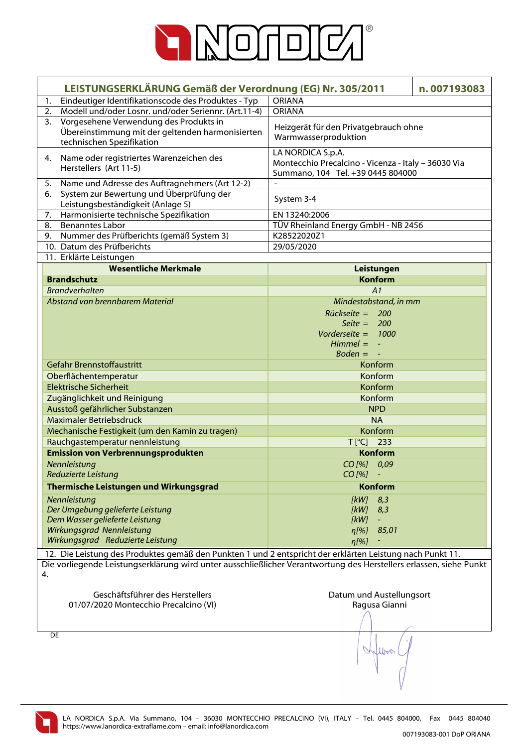| LEISTUNGSERKLÄRUNG Gemäß der Verordnung (EG) Nr. 305/2011 | n. 007193083 |
|---|---|
| 1. Eindeutiger Identifikationscode des Produktes - Typ | ORIANA |
| 2. Modell und/oder Losnr. und/oder Seriennr. (Art.11-4) | ORIANA |
| 3. Vorgesehene Verwendung des Produkts in Übereinstimmung mit der geltenden harmonisierten technischen Spezifikation | Heizgerät für den Privatgebrauch ohne Warmwasserproduktion |
| 4. Name oder registriertes Warenzeichen des Herstellers (Art 11-5) | LA NORDICA S.p.A. Montecchio Precalcino - Vicenza - Italy – 36030 Via Summano, 104 Tel. +39 0445 804000 |
| 5. Name und Adresse des Auftragnehmers (Art 12-2) | - |
| 6. System zur Bewertung und Überprüfung der Leistungsbeständigkeit (Anlage 5) | System 3-4 |
| 7. Harmonisierte technische Spezifikation | EN 13240:2006 |
| 8. Benanntes Labor | TÜV Rheinland Energy GmbH - NB 2456 |
| 9. Nummer des Prüfberichts (gemäß System 3) | K28522020Z1 |
| 10. Datum des Prüfberichts | 29/05/2020 |

11. Erklärte Leistungen

| Wesentliche Merkmale | Leistungen |
|---|---|
| **Brandschutz** | **Konform** |
| *Brandverhalten* | *A1* |
| *Abstand von brennbarem Material* | *Mindestabstand, in mm*<br>*Rückseite = 200*<br>*Seite = 200*<br>*Vorderseite = 1000*<br>*Himmel = -*<br>*Boden = -* |
| Gefahr Brennstoffaustritt | Konform |
| Oberflächentemperatur | Konform |
| Elektrische Sicherheit | Konform |
| Zugänglichkeit und Reinigung | Konform |
| Ausstoß gefährlicher Substanzen | NPD |
| Maximaler Betriebsdruck | NA |
| Mechanische Festigkeit (um den Kamin zu tragen) | Konform |
| Rauchgastemperatur nennleistung | T [°C] 233 |
| **Emission von Verbrennungsprodukten** | **Konform** |
| *Nennleistung* | *CO [%] 0,09* |
| *Reduzierte Leistung* | *CO [%] -* |
| **Thermische Leistungen und Wirkungsgrad** | **Konform** |
| *Nennleistung* | *[kW] 8,3* |
| *Der Umgebung gelieferte Leistung* | *[kW] 8,3* |
| *Dem Wasser gelieferte Leistung* | *[kW] -* |
| *Wirkungsgrad Nennleistung* | *η[%] 85,01* |
| *Wirkungsgrad Reduzierte Leistung* | *η[%] -* |

12. Die Leistung des Produktes gemäß den Punkten 1 und 2 entspricht der erklärten Leistung nach Punkt 11.

Die vorliegende Leistungserklärung wird unter ausschließlicher Verantwortung des Herstellers erlassen, siehe Punkt 4.

Geschäftsführer des Herstellers
01/07/2020 Montecchio Precalcino (VI)

Datum und Austellungsort
Ragusa Gianni

DE

LA NORDICA S.p.A. Via Summano, 104 – 36030 MONTECCHIO PRECALCINO (VI), ITALY – Tel. 0445 804000, Fax 0445 804040
https://www.lanordica-extraflame.com – email: info@lanordica.com

007193083-001 DoP ORIANA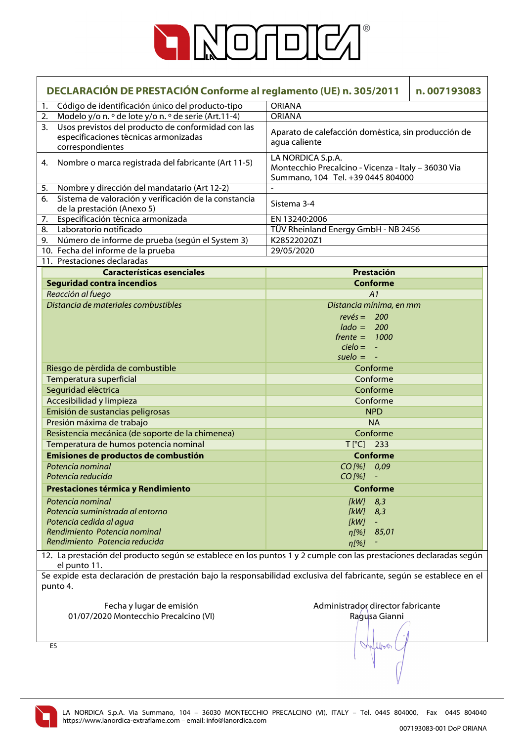# DECLARACIÓN DE PRESTACIÓN Conforme al reglamento (UE) n. 305/2011 — n. 007193083

| | |
|---|---|
| 1. Código de identificación único del producto-tipo | ORIANA |
| 2. Modelo y/o n. º de lote y/o n. º de serie (Art.11-4) | ORIANA |
| 3. Usos previstos del producto de conformidad con las especificaciones técnicas armonizadas correspondientes | Aparato de calefacción doméstica, sin producción de agua caliente |
| 4. Nombre o marca registrada del fabricante (Art 11-5) | LA NORDICA S.p.A. Montecchio Precalcino - Vicenza - Italy – 36030 Via Summano, 104 Tel. +39 0445 804000 |
| 5. Nombre y dirección del mandatario (Art 12-2) | - |
| 6. Sistema de valoración y verificación de la constancia de la prestación (Anexo 5) | Sistema 3-4 |
| 7. Especificación técnica armonizada | EN 13240:2006 |
| 8. Laboratorio notificado | TÜV Rheinland Energy GmbH - NB 2456 |
| 9. Número de informe de prueba (según el System 3) | K28522020Z1 |
| 10. Fecha del informe de la prueba | 29/05/2020 |
| 11. Prestaciones declaradas | |

| Características esenciales | Prestación |
|---|---|
| **Seguridad contra incendios** | **Conforme** |
| *Reacción al fuego* | *A1* |
| *Distancia de materiales combustibles* | *Distancia mínima, en mm*<br>*revés = 200*<br>*lado = 200*<br>*frente = 1000*<br>*cielo = -*<br>*suelo = -* |
| Riesgo de pérdida de combustible | Conforme |
| Temperatura superficial | Conforme |
| Seguridad eléctrica | Conforme |
| Accesibilidad y limpieza | Conforme |
| Emisión de sustancias peligrosas | NPD |
| Presión máxima de trabajo | NA |
| Resistencia mecánica (de soporte de la chimenea) | Conforme |
| Temperatura de humos potencia nominal | T [°C] 233 |
| **Emisiones de productos de combustión** | **Conforme** |
| *Potencia nominal* | *CO [%] 0,09* |
| *Potencia reducida* | *CO [%] -* |
| **Prestaciones térmica y Rendimiento** | **Conforme** |
| *Potencia nominal* | *[kW] 8,3* |
| *Potencia suministrada al entorno* | *[kW] 8,3* |
| *Potencia cedida al agua* | *[kW] -* |
| *Rendimiento Potencia nominal* | *η[%] 85,01* |
| *Rendimiento Potencia reducida* | *η[%] -* |

12. La prestación del producto según se establece en los puntos 1 y 2 cumple con las prestaciones declaradas según el punto 11.

Se expide esta declaración de prestación bajo la responsabilidad exclusiva del fabricante, según se establece en el punto 4.

Fecha y lugar de emisión
01/07/2020 Montecchio Precalcino (VI)

Administrador director fabricante
Ragusa Gianni

ES

LA NORDICA S.p.A. Via Summano, 104 – 36030 MONTECCHIO PRECALCINO (VI), ITALY – Tel. 0445 804000, Fax 0445 804040
https://www.lanordica-extraflame.com – email: info@lanordica.com

007193083-001 DoP ORIANA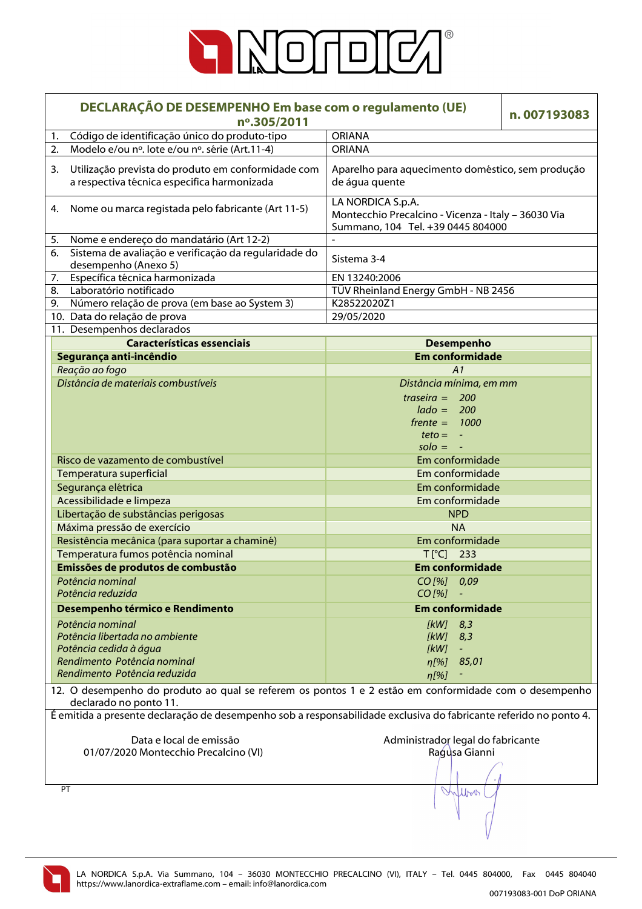# DECLARAÇÃO DE DESEMPENHO Em base com o regulamento (UE) nº.305/2011

**n. 007193083**

| | |
|---|---|
| 1. Código de identificação único do produto-tipo | ORIANA |
| 2. Modelo e/ou nº. lote e/ou nº. série (Art.11-4) | ORIANA |
| 3. Utilização prevista do produto em conformidade com a respectiva técnica especifica harmonizada | Aparelho para aquecimento doméstico, sem produção de água quente |
| 4. Nome ou marca registada pelo fabricante (Art 11-5) | LA NORDICA S.p.A.<br>Montecchio Precalcino - Vicenza - Italy – 36030 Via Summano, 104 Tel. +39 0445 804000 |
| 5. Nome e endereço do mandatário (Art 12-2) | - |
| 6. Sistema de avaliação e verificação da regularidade do desempenho (Anexo 5) | Sistema 3-4 |
| 7. Específica técnica harmonizada | EN 13240:2006 |
| 8. Laboratório notificado | TÜV Rheinland Energy GmbH - NB 2456 |
| 9. Número relação de prova (em base ao System 3) | K28522020Z1 |
| 10. Data do relação de prova | 29/05/2020 |

11. Desempenhos declarados

| Características essenciais | Desempenho |
|---|---|
| **Segurança anti-incêndio** | **Em conformidade** |
| *Reação ao fogo* | *A1* |
| *Distância de materiais combustíveis* | *Distância mínima, em mm*<br>*traseira = 200*<br>*lado = 200*<br>*frente = 1000*<br>*teto = -*<br>*solo = -* |
| Risco de vazamento de combustível | Em conformidade |
| Temperatura superficial | Em conformidade |
| Segurança elétrica | Em conformidade |
| Acessibilidade e limpeza | Em conformidade |
| Libertação de substâncias perigosas | NPD |
| Máxima pressão de exercício | NA |
| Resistência mecânica (para suportar a chaminé) | Em conformidade |
| Temperatura fumos potência nominal | T [°C] 233 |
| **Emissões de produtos de combustão** | **Em conformidade** |
| *Potência nominal* | *CO [%] 0,09* |
| *Potência reduzida* | *CO [%] -* |
| **Desempenho térmico e Rendimento** | **Em conformidade** |
| *Potência nominal* | *[kW] 8,3* |
| *Potência libertada no ambiente* | *[kW] 8,3* |
| *Potência cedida à água* | *[kW] -* |
| *Rendimento Potência nominal* | *η[%] 85,01* |
| *Rendimento Potência reduzida* | *η[%] -* |

12. O desempenho do produto ao qual se referem os pontos 1 e 2 estão em conformidade com o desempenho declarado no ponto 11.

É emitida a presente declaração de desempenho sob a responsabilidade exclusiva do fabricante referido no ponto 4.

Data e local de emissão
01/07/2020 Montecchio Precalcino (VI)

Administrador legal do fabricante
Ragusa Gianni

PT

LA NORDICA S.p.A. Via Summano, 104 – 36030 MONTECCHIO PRECALCINO (VI), ITALY – Tel. 0445 804000, Fax 0445 804040
https://www.lanordica-extraflame.com – email: info@lanordica.com

007193083-001 DoP ORIANA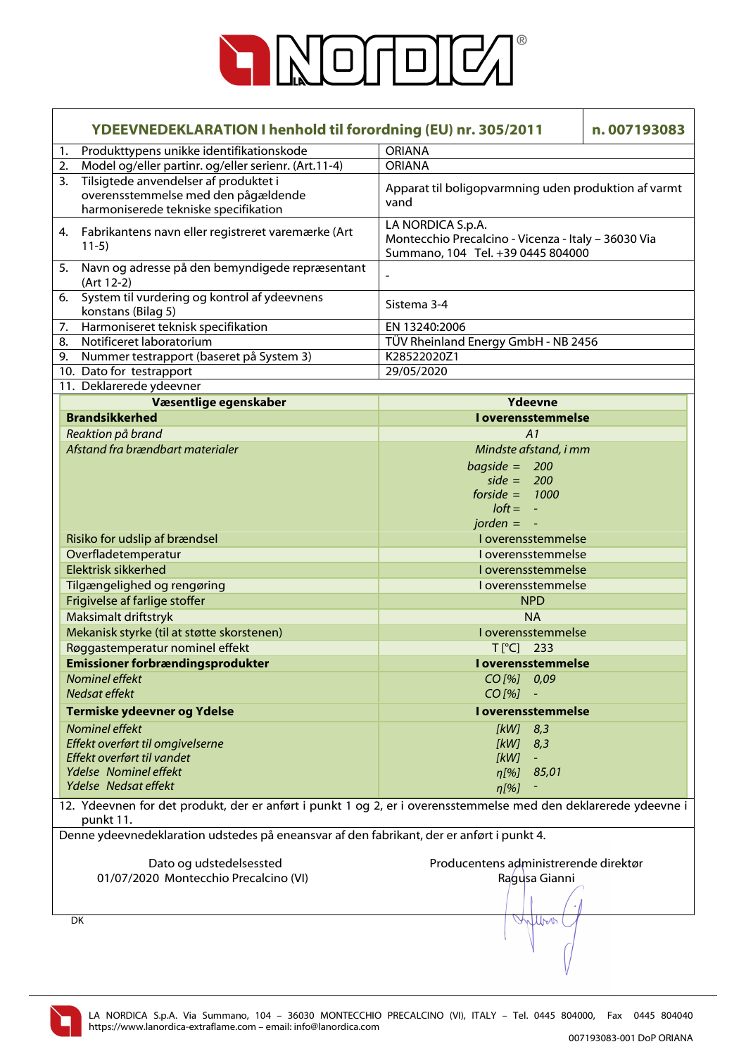# YDEEVNEDEKLARATION I henhold til forordning (EU) nr. 305/2011 — n. 007193083

| | |
|---|---|
| 1. Produkttypens unikke identifikationskode | ORIANA |
| 2. Model og/eller partinr. og/eller serienr. (Art.11-4) | ORIANA |
| 3. Tilsigtede anvendelser af produktet i overensstemmelse med den pågældende harmoniserede tekniske specifikation | Apparat til boligopvarmning uden produktion af varmt vand |
| 4. Fabrikantens navn eller registreret varemærke (Art 11-5) | LA NORDICA S.p.A. Montecchio Precalcino - Vicenza - Italy – 36030 Via Summano, 104 Tel. +39 0445 804000 |
| 5. Navn og adresse på den bemyndigede repræsentant (Art 12-2) | - |
| 6. System til vurdering og kontrol af ydeevnens konstans (Bilag 5) | Sistema 3-4 |
| 7. Harmoniseret teknisk specifikation | EN 13240:2006 |
| 8. Notificeret laboratorium | TÜV Rheinland Energy GmbH - NB 2456 |
| 9. Nummer testrapport (baseret på System 3) | K28522020Z1 |
| 10. Dato for testrapport | 29/05/2020 |

11. Deklarerede ydeevner

| Væsentlige egenskaber | Ydeevne |
|---|---|
| **Brandsikkerhed** | **I overensstemmelse** |
| *Reaktion på brand* | *A1* |
| *Afstand fra brændbart materialer* | *Mindste afstand, i mm*<br>*bagside = 200*<br>*side = 200*<br>*forside = 1000*<br>*loft = -*<br>*jorden = -* |
| Risiko for udslip af brændsel | I overensstemmelse |
| Overfladetemperatur | I overensstemmelse |
| Elektrisk sikkerhed | I overensstemmelse |
| Tilgængelighed og rengøring | I overensstemmelse |
| Frigivelse af farlige stoffer | NPD |
| Maksimalt driftstryk | NA |
| Mekanisk styrke (til at støtte skorstenen) | I overensstemmelse |
| Røggastemperatur nominel effekt | T [°C] 233 |
| **Emissioner forbrændingsprodukter** | **I overensstemmelse** |
| *Nominel effekt* | *CO [%] 0,09* |
| *Nedsat effekt* | *CO [%] -* |
| **Termiske ydeevner og Ydelse** | **I overensstemmelse** |
| *Nominel effekt* | *[kW] 8,3* |
| *Effekt overført til omgivelserne* | *[kW] 8,3* |
| *Effekt overført til vandet* | *[kW] -* |
| *Ydelse Nominel effekt* | *η[%] 85,01* |
| *Ydelse Nedsat effekt* | *η[%] -* |

12. Ydeevnen for det produkt, der er anført i punkt 1 og 2, er i overensstemmelse med den deklarerede ydeevne i punkt 11.

Denne ydeevnedeklaration udstedes på eneansvar af den fabrikant, der er anført i punkt 4.

Dato og udstedelsessted
01/07/2020 Montecchio Precalcino (VI)

Producentens administrerende direktør
Ragusa Gianni

DK

LA NORDICA S.p.A. Via Summano, 104 – 36030 MONTECCHIO PRECALCINO (VI), ITALY – Tel. 0445 804000, Fax 0445 804040
https://www.lanordica-extraflame.com – email: info@lanordica.com

007193083-001 DoP ORIANA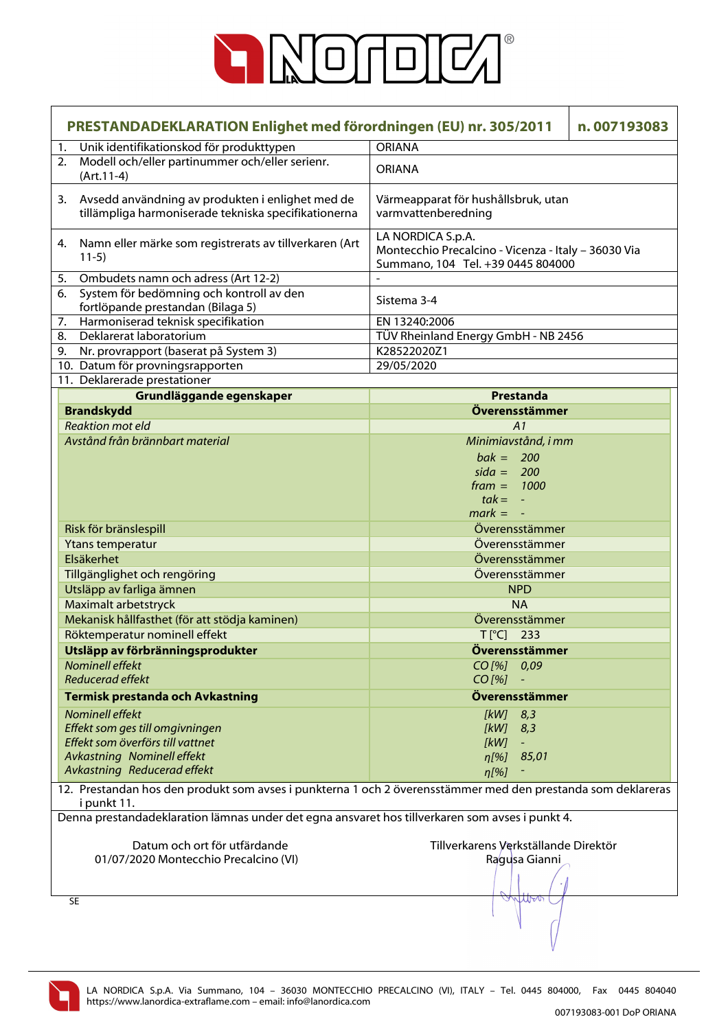## PRESTANDADEKLARATION Enlighet med förordningen (EU) nr. 305/2011 — n. 007193083

| | |
|---|---|
| 1. Unik identifikationskod för produkttypen | ORIANA |
| 2. Modell och/eller partinummer och/eller serienr. (Art.11-4) | ORIANA |
| 3. Avsedd användning av produkten i enlighet med de tillämpliga harmoniserade tekniska specifikationerna | Värmeapparat för hushållsbruk, utan varmvattenberedning |
| 4. Namn eller märke som registrerats av tillverkaren (Art 11-5) | LA NORDICA S.p.A. Montecchio Precalcino - Vicenza - Italy – 36030 Via Summano, 104 Tel. +39 0445 804000 |
| 5. Ombudets namn och adress (Art 12-2) | - |
| 6. System för bedömning och kontroll av den fortlöpande prestandan (Bilaga 5) | Sistema 3-4 |
| 7. Harmoniserad teknisk specifikation | EN 13240:2006 |
| 8. Deklarerat laboratorium | TÜV Rheinland Energy GmbH - NB 2456 |
| 9. Nr. provrapport (baserat på System 3) | K28522020Z1 |
| 10. Datum för provningsrapporten | 29/05/2020 |

11. Deklarerade prestationer

| Grundläggande egenskaper | Prestanda |
|---|---|
| **Brandskydd** | **Överensstämmer** |
| *Reaktion mot eld* | *A1* |
| *Avstånd från brännbart material* | *Minimiavstånd, i mm*<br>*bak = 200*<br>*sida = 200*<br>*fram = 1000*<br>*tak = -*<br>*mark = -* |
| Risk för bränslespill | Överensstämmer |
| Ytans temperatur | Överensstämmer |
| Elsäkerhet | Överensstämmer |
| Tillgänglighet och rengöring | Överensstämmer |
| Utsläpp av farliga ämnen | NPD |
| Maximalt arbetstryck | NA |
| Mekanisk hållfasthet (för att stödja kaminen) | Överensstämmer |
| Röktemperatur nominell effekt | T [°C] 233 |
| **Utsläpp av förbränningsprodukter** | **Överensstämmer** |
| *Nominell effekt* | *CO [%] 0,09* |
| *Reducerad effekt* | *CO [%] -* |
| **Termisk prestanda och Avkastning** | **Överensstämmer** |
| *Nominell effekt* | *[kW] 8,3* |
| *Effekt som ges till omgivningen* | *[kW] 8,3* |
| *Effekt som överförs till vattnet* | *[kW] -* |
| *Avkastning Nominell effekt* | *η[%] 85,01* |
| *Avkastning Reducerad effekt* | *η[%] -* |

12. Prestandan hos den produkt som avses i punkterna 1 och 2 överensstämmer med den prestanda som deklareras i punkt 11.

Denna prestandadeklaration lämnas under det egna ansvaret hos tillverkaren som avses i punkt 4.

Datum och ort för utfärdande
01/07/2020 Montecchio Precalcino (VI)

Tillverkarens Verkställande Direktör
Ragusa Gianni

SE

LA NORDICA S.p.A. Via Summano, 104 – 36030 MONTECCHIO PRECALCINO (VI), ITALY – Tel. 0445 804000, Fax 0445 804040
https://www.lanordica-extraflame.com – email: info@lanordica.com

007193083-001 DoP ORIANA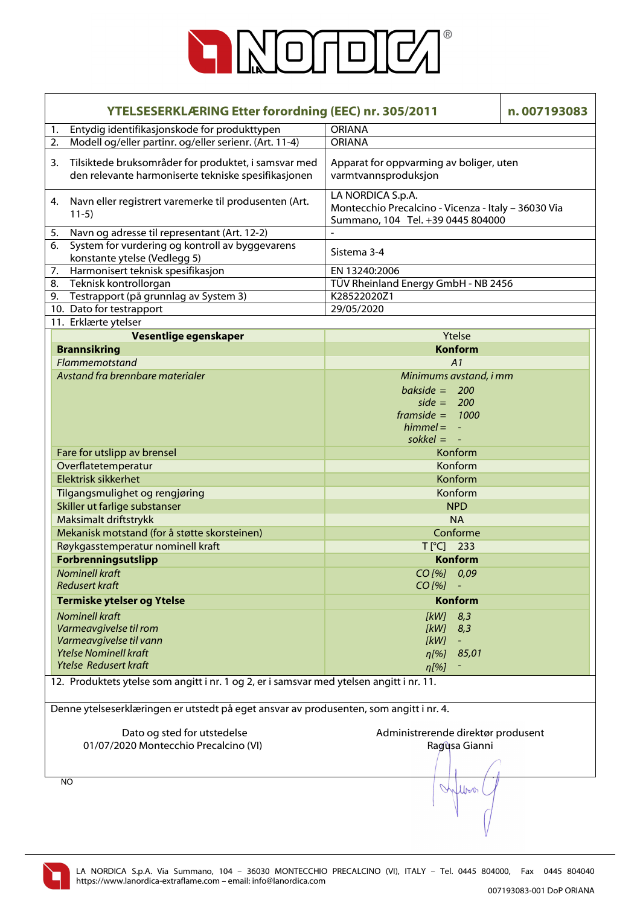# LA NORDICA

| YTELSESERKLÆRING Etter forordning (EEC) nr. 305/2011 | n. 007193083 |
|---|---|
| 1. Entydig identifikasjonskode for produkttypen | ORIANA |
| 2. Modell og/eller partinr. og/eller serienr. (Art. 11-4) | ORIANA |
| 3. Tilsiktede bruksområder for produktet, i samsvar med den relevante harmoniserte tekniske spesifikasjonen | Apparat for oppvarming av boliger, uten varmtvannsproduksjon |
| 4. Navn eller registrert varemerke til produsenten (Art. 11-5) | LA NORDICA S.p.A. Montecchio Precalcino - Vicenza - Italy – 36030 Via Summano, 104 Tel. +39 0445 804000 |
| 5. Navn og adresse til representant (Art. 12-2) | - |
| 6. System for vurdering og kontroll av byggevarens konstante ytelse (Vedlegg 5) | Sistema 3-4 |
| 7. Harmonisert teknisk spesifikasjon | EN 13240:2006 |
| 8. Teknisk kontrollorgan | TÜV Rheinland Energy GmbH - NB 2456 |
| 9. Testrapport (på grunnlag av System 3) | K28522020Z1 |
| 10. Dato for testrapport | 29/05/2020 |
| 11. Erklærte ytelser | |

| Vesentlige egenskaper | Ytelse |
|---|---|
| **Brannsikring** | **Konform** |
| *Flammemotstand* | *A1* |
| *Avstand fra brennbare materialer* | *Minimums avstand, i mm*<br>*bakside =* *200*<br>*side =* *200*<br>*framside =* *1000*<br>*himmel =* *-*<br>*sokkel =* *-* |
| Fare for utslipp av brensel | Konform |
| Overflatetemperatur | Konform |
| Elektrisk sikkerhet | Konform |
| Tilgangsmulighet og rengjøring | Konform |
| Skiller ut farlige substanser | NPD |
| Maksimalt driftstrykk | NA |
| Mekanisk motstand (for å støtte skorsteinen) | Conforme |
| Røykgasstemperatur nominell kraft | T [°C] 233 |
| **Forbrenningsutslipp** | **Konform** |
| *Nominell kraft* | *CO [%]* *0,09* |
| *Redusert kraft* | *CO [%]* *-* |
| **Termiske ytelser og Ytelse** | **Konform** |
| *Nominell kraft* | *[kW]* *8,3* |
| *Varmeavgivelse til rom* | *[kW]* *8,3* |
| *Varmeavgivelse til vann* | *[kW]* *-* |
| *Ytelse Nominell kraft* | *η[%]* *85,01* |
| *Ytelse Redusert kraft* | *η[%]* *-* |

12. Produktets ytelse som angitt i nr. 1 og 2, er i samsvar med ytelsen angitt i nr. 11.

Denne ytelseserklæringen er utstedt på eget ansvar av produsenten, som angitt i nr. 4.

Dato og sted for utstedelse
01/07/2020 Montecchio Precalcino (VI)

Administrerende direktør produsent
Ragusa Gianni

NO

LA NORDICA S.p.A. Via Summano, 104 – 36030 MONTECCHIO PRECALCINO (VI), ITALY – Tel. 0445 804000, Fax 0445 804040
https://www.lanordica-extraflame.com – email: info@lanordica.com

007193083-001 DoP ORIANA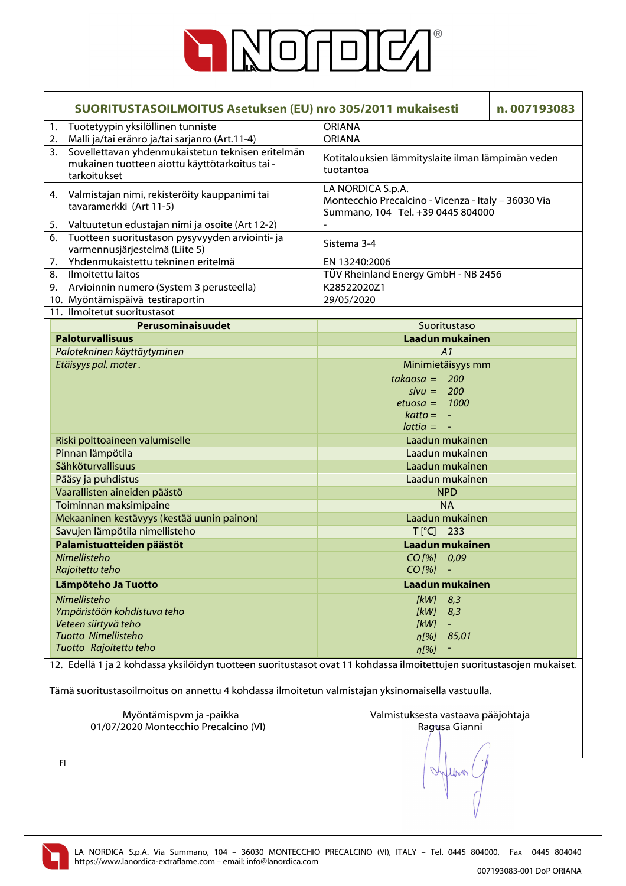## SUORITUSTASOILMOITUS Asetuksen (EU) nro 305/2011 mukaisesti — n. 007193083

| | |
|---|---|
| 1. Tuotetyypin yksilöllinen tunniste | ORIANA |
| 2. Malli ja/tai eränro ja/tai sarjanro (Art.11-4) | ORIANA |
| 3. Sovellettavan yhdenmukaistetun teknisen eritelmän mukainen tuotteen aiottu käyttötarkoitus tai -tarkoitukset | Kotitalouksien lämmityslaite ilman lämpimän veden tuotantoa |
| 4. Valmistajan nimi, rekisteröity kauppanimi tai tavaramerkki (Art 11-5) | LA NORDICA S.p.A. Montecchio Precalcino - Vicenza - Italy – 36030 Via Summano, 104 Tel. +39 0445 804000 |
| 5. Valtuutetun edustajan nimi ja osoite (Art 12-2) | - |
| 6. Tuotteen suoritustason pysyvyyden arviointi- ja varmennusjärjestelmä (Liite 5) | Sistema 3-4 |
| 7. Yhdenmukaistettu tekninen eritelmä | EN 13240:2006 |
| 8. Ilmoitettu laitos | TÜV Rheinland Energy GmbH - NB 2456 |
| 9. Arvioinnin numero (System 3 perusteella) | K28522020Z1 |
| 10. Myöntämispäivä testiraportin | 29/05/2020 |

11. Ilmoitetut suoritustasot

| Perusominaisuudet | Suoritustaso |
|---|---|
| **Paloturvallisuus** | **Laadun mukainen** |
| *Palotekninen käyttäytyminen* | *A1* |
| *Etäisyys pal. mater.* | Minimietäisyys mm<br>*takaosa =* 200<br>*sivu =* 200<br>*etuosa =* 1000<br>*katto =* -<br>*lattia =* - |
| Riski polttoaineen valumiselle | Laadun mukainen |
| Pinnan lämpötila | Laadun mukainen |
| Sähköturvallisuus | Laadun mukainen |
| Pääsy ja puhdistus | Laadun mukainen |
| Vaarallisten aineiden päästö | NPD |
| Toiminnan maksimipaine | NA |
| Mekaaninen kestävyys (kestää uunin painon) | Laadun mukainen |
| Savujen lämpötila nimellisteho | T [°C] 233 |
| **Palamistuotteiden päästöt** | **Laadun mukainen** |
| *Nimellisteho* | *CO [%]* 0,09 |
| *Rajoitettu teho* | *CO [%]* - |
| **Lämpöteho Ja Tuotto** | **Laadun mukainen** |
| *Nimellisteho* | *[kW]* 8,3 |
| *Ympäristöön kohdistuva teho* | *[kW]* 8,3 |
| *Veteen siirtyvä teho* | *[kW]* - |
| *Tuotto Nimellisteho* | *η[%]* 85,01 |
| *Tuotto Rajoitettu teho* | *η[%]* - |

12. Edellä 1 ja 2 kohdassa yksilöidyn tuotteen suoritustasot ovat 11 kohdassa ilmoitettujen suoritustasojen mukaiset.

Tämä suoritustasoilmoitus on annettu 4 kohdassa ilmoitetun valmistajan yksinomaisella vastuulla.

Myöntämispvm ja -paikka
01/07/2020 Montecchio Precalcino (VI)

Valmistuksesta vastaava pääjohtaja
Ragusa Gianni

FI

LA NORDICA S.p.A. Via Summano, 104 – 36030 MONTECCHIO PRECALCINO (VI), ITALY – Tel. 0445 804000, Fax 0445 804040
https://www.lanordica-extraflame.com – email: info@lanordica.com

007193083-001 DoP ORIANA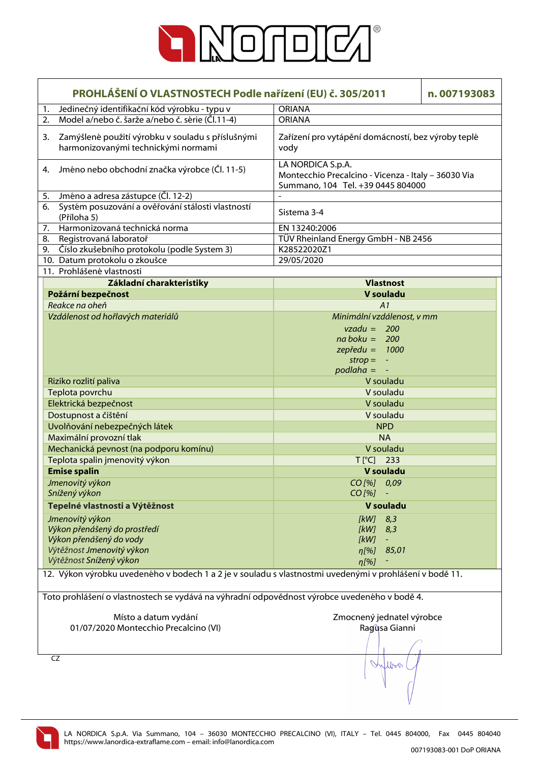# PROHLÁŠENÍ O VLASTNOSTECH Podle nařízení (EU) č. 305/2011 — n. 007193083

| | |
|---|---|
| 1. Jedinečný identifikační kód výrobku - typu v | ORIANA |
| 2. Model a/nebo č. šarže a/nebo č. série (Čl.11-4) | ORIANA |
| 3. Zamýšlené použití výrobku v souladu s příslušnými harmonizovanými technickými normami | Zařízení pro vytápění domácností, bez výroby teplé vody |
| 4. Jméno nebo obchodní značka výrobce (Čl. 11-5) | LA NORDICA S.p.A. Montecchio Precalcino - Vicenza - Italy – 36030 Via Summano, 104 Tel. +39 0445 804000 |
| 5. Jméno a adresa zástupce (Čl. 12-2) | - |
| 6. Systém posuzování a ověřování stálosti vlastností (Příloha 5) | Sistema 3-4 |
| 7. Harmonizovaná technická norma | EN 13240:2006 |
| 8. Registrovaná laboratoř | TÜV Rheinland Energy GmbH - NB 2456 |
| 9. Číslo zkušebního protokolu (podle System 3) | K28522020Z1 |
| 10. Datum protokolu o zkoušce | 29/05/2020 |

11. Prohlášené vlastnosti

| Základní charakteristiky | Vlastnost |
|---|---|
| **Požární bezpečnost** | **V souladu** |
| *Reakce na oheň* | *A1* |
| *Vzdálenost od hořlavých materiálů* | *Minimální vzdálenost, v mm*<br>*vzadu = 200*<br>*na boku = 200*<br>*zepředu = 1000*<br>*strop = -*<br>*podlaha = -* |
| Riziko rozlití paliva | V souladu |
| Teplota povrchu | V souladu |
| Elektrická bezpečnost | V souladu |
| Dostupnost a čištění | V souladu |
| Uvolňování nebezpečných látek | NPD |
| Maximální provozní tlak | NA |
| Mechanická pevnost (na podporu komínu) | V souladu |
| Teplota spalin jmenovitý výkon | T [°C] 233 |
| **Emise spalin** | **V souladu** |
| *Jmenovitý výkon* | *CO [%] 0,09* |
| *Snížený výkon* | *CO [%] -* |
| **Tepelné vlastnosti a Výtěžnost** | **V souladu** |
| *Jmenovitý výkon* | *[kW] 8,3* |
| *Výkon přenášený do prostředí* | *[kW] 8,3* |
| *Výkon přenášený do vody* | *[kW] -* |
| *Výtěžnost Jmenovitý výkon* | *η[%] 85,01* |
| *Výtěžnost Snížený výkon* | *η[%] -* |

12. Výkon výrobku uvedeného v bodech 1 a 2 je v souladu s vlastnostmi uvedenými v prohlášení v bodě 11.

Toto prohlášení o vlastnostech se vydává na výhradní odpovědnost výrobce uvedeného v bodě 4.

Místo a datum vydání
01/07/2020 Montecchio Precalcino (VI)

Zmocněný jednatel výrobce
Ragusa Gianni

CZ

LA NORDICA S.p.A. Via Summano, 104 – 36030 MONTECCHIO PRECALCINO (VI), ITALY – Tel. 0445 804000, Fax 0445 804040
https://www.lanordica-extraflame.com – email: info@lanordica.com

007193083-001 DoP ORIANA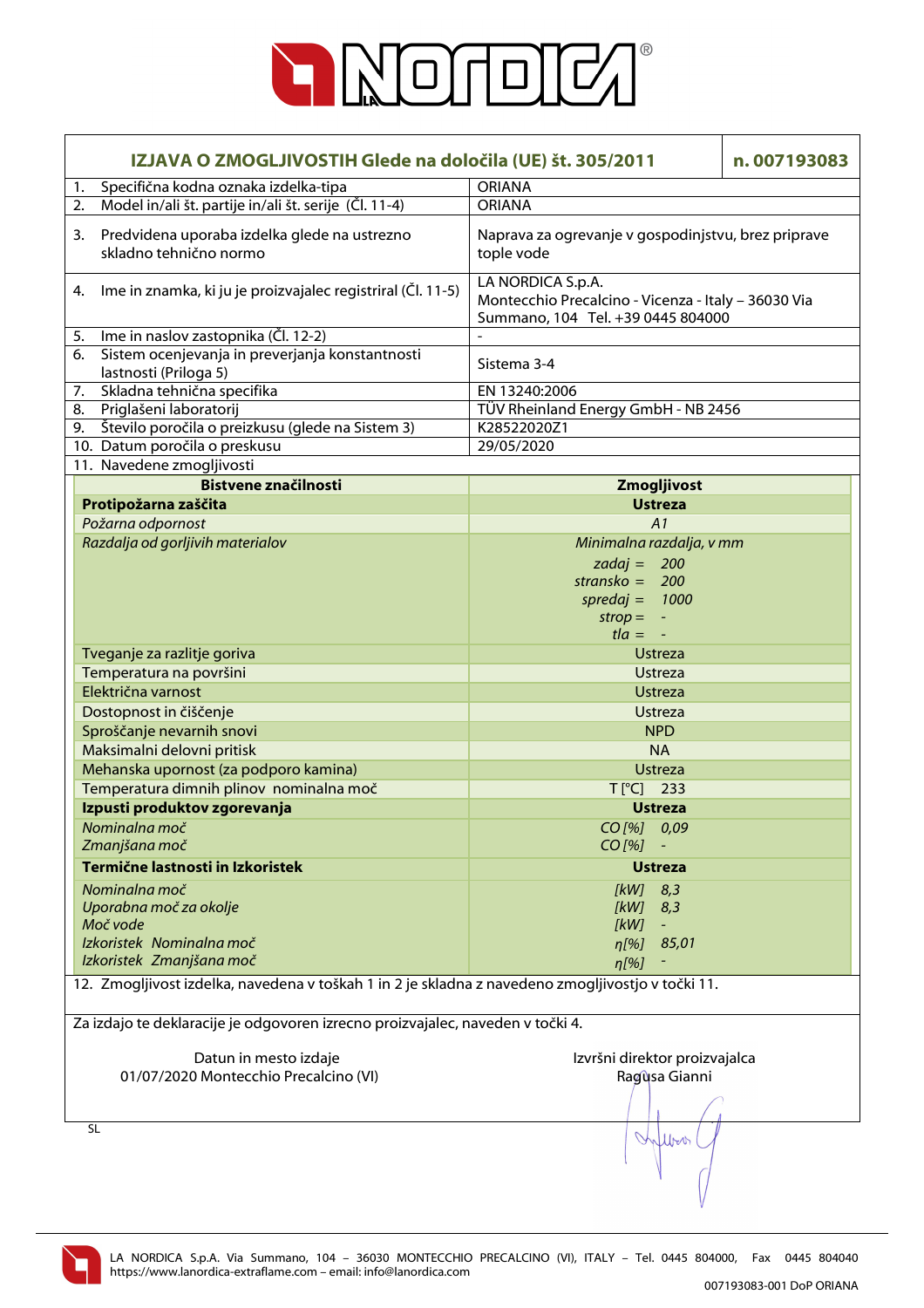# IZJAVA O ZMOGLJIVOSTIH Glede na določila (UE) št. 305/2011 — n. 007193083

| | |
|---|---|
| 1. Specifična kodna oznaka izdelka-tipa | ORIANA |
| 2. Model in/ali št. partije in/ali št. serije (Čl. 11-4) | ORIANA |
| 3. Predvidena uporaba izdelka glede na ustrezno skladno tehnično normo | Naprava za ogrevanje v gospodinjstvu, brez priprave tople vode |
| 4. Ime in znamka, ki ju je proizvajalec registriral (Čl. 11-5) | LA NORDICA S.p.A. Montecchio Precalcino - Vicenza - Italy – 36030 Via Summano, 104 Tel. +39 0445 804000 |
| 5. Ime in naslov zastopnika (Čl. 12-2) | - |
| 6. Sistem ocenjevanja in preverjanja konstantnosti lastnosti (Priloga 5) | Sistema 3-4 |
| 7. Skladna tehnična specifika | EN 13240:2006 |
| 8. Priglašeni laboratorij | TÜV Rheinland Energy GmbH - NB 2456 |
| 9. Število poročila o preizkusu (glede na Sistem 3) | K28522020Z1 |
| 10. Datum poročila o preskusu | 29/05/2020 |

11. Navedene zmogljivosti

| Bistvene značilnosti | Zmogljivost |
|---|---|
| **Protipožarna zaščita** | **Ustreza** |
| *Požarna odpornost* | *A1* |
| *Razdalja od gorljivih materialov* | *Minimalna razdalja, v mm*<br>*zadaj = 200*<br>*stransko = 200*<br>*spredaj = 1000*<br>*strop = -*<br>*tla = -* |
| Tveganje za razlitje goriva | Ustreza |
| Temperatura na površini | Ustreza |
| Električna varnost | Ustreza |
| Dostopnost in čiščenje | Ustreza |
| Sproščanje nevarnih snovi | NPD |
| Maksimalni delovni pritisk | NA |
| Mehanska upornost (za podporo kamina) | Ustreza |
| Temperatura dimnih plinov nominalna moč | T [°C] 233 |
| **Izpusti produktov zgorevanja** | **Ustreza** |
| *Nominalna moč* | *CO [%] 0,09* |
| *Zmanjšana moč* | *CO [%] -* |
| **Termične lastnosti in Izkoristek** | **Ustreza** |
| *Nominalna moč* | *[kW] 8,3* |
| *Uporabna moč za okolje* | *[kW] 8,3* |
| *Moč vode* | *[kW] -* |
| *Izkoristek Nominalna moč* | *η[%] 85,01* |
| *Izkoristek Zmanjšana moč* | *η[%] -* |

12. Zmogljivost izdelka, navedena v toškah 1 in 2 je skladna z navedeno zmogljivostjo v točki 11.

Za izdajo te deklaracije je odgovoren izrecno proizvajalec, naveden v točki 4.

Datun in mesto izdaje
01/07/2020 Montecchio Precalcino (VI)

Izvršni direktor proizvajalca
Ragusa Gianni

SL

LA NORDICA S.p.A. Via Summano, 104 – 36030 MONTECCHIO PRECALCINO (VI), ITALY – Tel. 0445 804000, Fax 0445 804040
https://www.lanordica-extraflame.com – email: info@lanordica.com

007193083-001 DoP ORIANA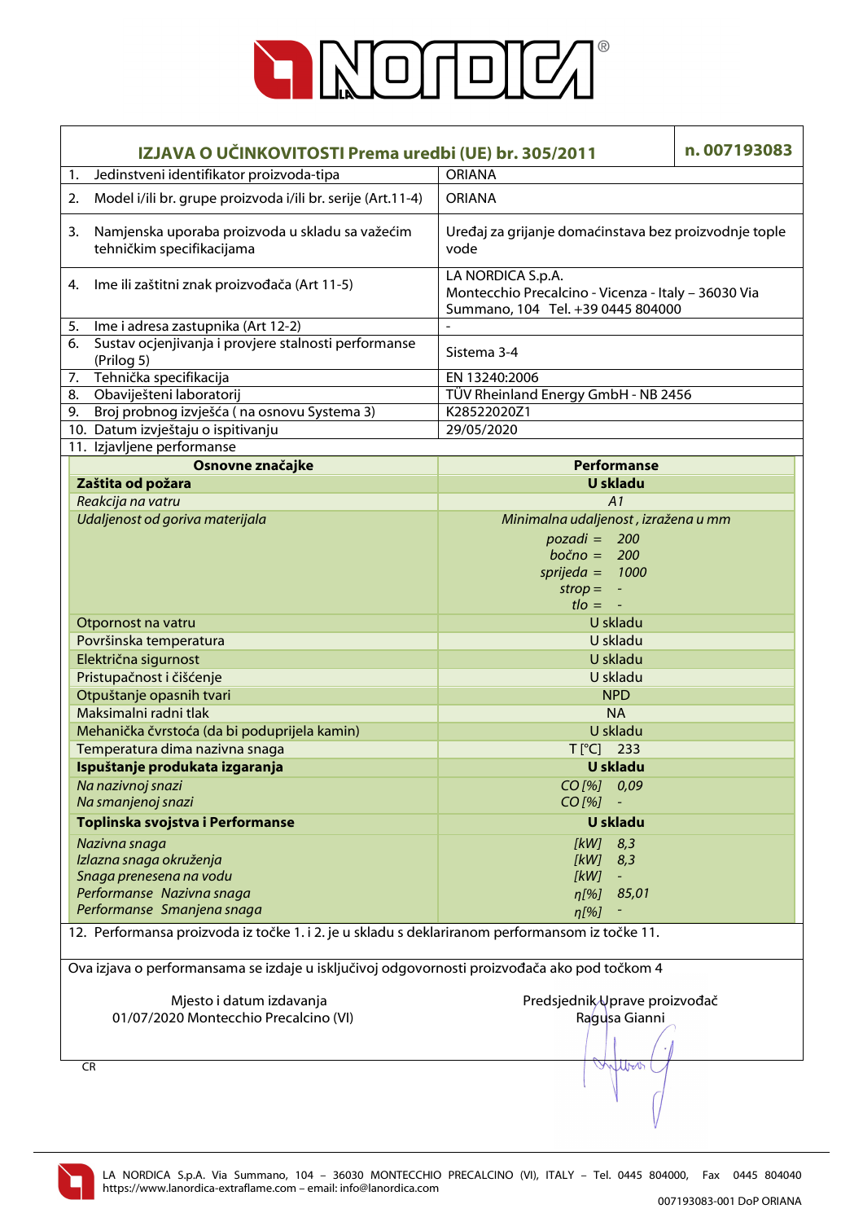## IZJAVA O UČINKOVITOSTI Prema uredbi (UE) br. 305/2011

**n. 007193083**

| | |
|---|---|
| 1. Jedinstveni identifikator proizvoda-tipa | ORIANA |
| 2. Model i/ili br. grupe proizvoda i/ili br. serije (Art.11-4) | ORIANA |
| 3. Namjenska uporaba proizvoda u skladu sa važećim tehničkim specifikacijama | Uređaj za grijanje domaćinstava bez proizvodnje tople vode |
| 4. Ime ili zaštitni znak proizvođača (Art 11-5) | LA NORDICA S.p.A. Montecchio Precalcino - Vicenza - Italy – 36030 Via Summano, 104 Tel. +39 0445 804000 |
| 5. Ime i adresa zastupnika (Art 12-2) | - |
| 6. Sustav ocjenjivanja i provjere stalnosti performanse (Prilog 5) | Sistema 3-4 |
| 7. Tehnička specifikacija | EN 13240:2006 |
| 8. Obaviješteni laboratorij | TÜV Rheinland Energy GmbH - NB 2456 |
| 9. Broj probnog izvješća ( na osnovu Systema 3) | K28522020Z1 |
| 10. Datum izvještaju o ispitivanju | 29/05/2020 |

11. Izjavljene performanse

| Osnovne značajke | Performanse |
|---|---|
| **Zaštita od požara** | **U skladu** |
| *Reakcija na vatru* | *A1* |
| *Udaljenost od goriva materijala* | *Minimalna udaljenost, izražena u mm*<br>*pozadi = 200*<br>*bočno = 200*<br>*sprijeda = 1000*<br>*strop = -*<br>*tlo = -* |
| Otpornost na vatru | U skladu |
| Površinska temperatura | U skladu |
| Električna sigurnost | U skladu |
| Pristupačnost i čišćenje | U skladu |
| Otpuštanje opasnih tvari | NPD |
| Maksimalni radni tlak | NA |
| Mehanička čvrstoća (da bi poduprijela kamin) | U skladu |
| Temperatura dima nazivna snaga | T [°C] 233 |
| **Ispuštanje produkata izgaranja** | **U skladu** |
| *Na nazivnoj snazi* | *CO [%] 0,09* |
| *Na smanjenoj snazi* | *CO [%] -* |
| **Toplinska svojstva i Performanse** | **U skladu** |
| *Nazivna snaga* | *[kW] 8,3* |
| *Izlazna snaga okruženja* | *[kW] 8,3* |
| *Snaga prenesena na vodu* | *[kW] -* |
| *Performanse Nazivna snaga* | *η[%] 85,01* |
| *Performanse Smanjena snaga* | *η[%] -* |

12. Performansa proizvoda iz točke 1. i 2. je u skladu s deklariranom performansom iz točke 11.

Ova izjava o performansama se izdaje u isključivoj odgovornosti proizvođača ako pod točkom 4

Mjesto i datum izdavanja
01/07/2020 Montecchio Precalcino (VI)

Predsjednik Uprave proizvođač
Ragusa Gianni

CR

LA NORDICA S.p.A. Via Summano, 104 – 36030 MONTECCHIO PRECALCINO (VI), ITALY – Tel. 0445 804000, Fax 0445 804040
https://www.lanordica-extraflame.com – email: info@lanordica.com

007193083-001 DoP ORIANA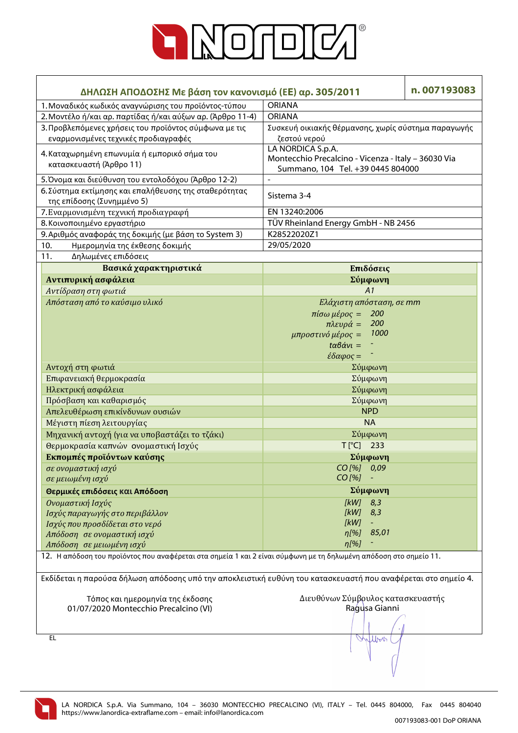| ΔΗΛΩΣΗ ΑΠΟΔΟΣΗΣ Με βάση τον κανονισμό (ΕΕ) αρ. 305/2011 | n. 007193083 |
|---|---|
| 1. Μοναδικός κωδικός αναγνώρισης του προϊόντος-τύπου | ORIANA |
| 2. Μοντέλο ή/και αρ. παρτίδας ή/και αύξων αρ. (Άρθρο 11-4) | ORIANA |
| 3. Προβλεπόμενες χρήσεις του προϊόντος σύμφωνα με τις εναρμονισμένες τεχνικές προδιαγραφές | Συσκευή οικιακής θέρμανσης, χωρίς σύστημα παραγωγής ζεστού νερού |
| 4. Καταχωρημένη επωνυμία ή εμπορικό σήμα του κατασκευαστή (Άρθρο 11) | LA NORDICA S.p.A. Montecchio Precalcino - Vicenza - Italy – 36030 Via Summano, 104 Tel. +39 0445 804000 |
| 5. Όνομα και διεύθυνση του εντολοδόχου (Άρθρο 12-2) | - |
| 6. Σύστημα εκτίμησης και επαλήθευσης της σταθερότητας της επίδοσης (Συνημμένο 5) | Sistema 3-4 |
| 7. Εναρμονισμένη τεχνική προδιαγραφή | EN 13240:2006 |
| 8. Κοινοποιημένο εργαστήριο | TÜV Rheinland Energy GmbH - NB 2456 |
| 9. Αριθμός αναφοράς της δοκιμής (με βάση το System 3) | K28522020Z1 |
| 10. Ημερομηνία της έκθεσης δοκιμής | 29/05/2020 |
| 11. Δηλωμένες επιδόσεις | |

| **Βασικά χαρακτηριστικά** | **Επιδόσεις** |
|---|---|
| **Αντιπυρική ασφάλεια** | **Σύμφωνη** |
| *Αντίδραση στη φωτιά* | *A1* |
| *Απόσταση από το καύσιμο υλικό* | *Ελάχιστη απόσταση, σε mm* <br> *πίσω μέρος =* 200 <br> *πλευρά =* 200 <br> *μπροστινό μέρος =* 1000 <br> *ταβάνι =* - <br> *έδαφος =* - |
| Αντοχή στη φωτιά | Σύμφωνη |
| Επιφανειακή θερμοκρασία | Σύμφωνη |
| Ηλεκτρική ασφάλεια | Σύμφωνη |
| Πρόσβαση και καθαρισμός | Σύμφωνη |
| Απελευθέρωση επικίνδυνων ουσιών | NPD |
| Μέγιστη πίεση λειτουργίας | NA |
| Μηχανική αντοχή (για να υποβαστάζει το τζάκι) | Σύμφωνη |
| Θερμοκρασία καπνών ονομαστική Ισχύς | T [°C] 233 |
| **Εκπομπές προϊόντων καύσης** | **Σύμφωνη** |
| *σε ονομαστική ισχύ* | *CO [%]* *0,09* |
| *σε μειωμένη ισχύ* | *CO [%]* - |
| **Θερμικές επιδόσεις και Απόδοση** | **Σύμφωνη** |
| *Ονομαστική Ισχύς* | *[kW]* *8,3* |
| *Ισχύς παραγωγής στο περιβάλλον* | *[kW]* *8,3* |
| *Ισχύς που προσδίδεται στο νερό* | *[kW]* - |
| *Απόδοση σε ονομαστική ισχύ* | *η[%]* *85,01* |
| *Απόδοση σε μειωμένη ισχύ* | *η[%]* - |

12. Η απόδοση του προϊόντος που αναφέρεται στα σημεία 1 και 2 είναι σύμφωνη με τη δηλωμένη απόδοση στο σημείο 11.

Εκδίδεται η παρούσα δήλωση απόδοσης υπό την αποκλειστική ευθύνη του κατασκευαστή που αναφέρεται στο σημείο 4.

Τόπος και ημερομηνία της έκδοσης
01/07/2020 Montecchio Precalcino (VI)

Διευθύνων Σύμβουλος κατασκευαστής
Ragusa Gianni

EL

LA NORDICA S.p.A. Via Summano, 104 – 36030 MONTECCHIO PRECALCINO (VI), ITALY – Tel. 0445 804000, Fax 0445 804040
https://www.lanordica-extraflame.com – email: info@lanordica.com

007193083-001 DoP ORIANA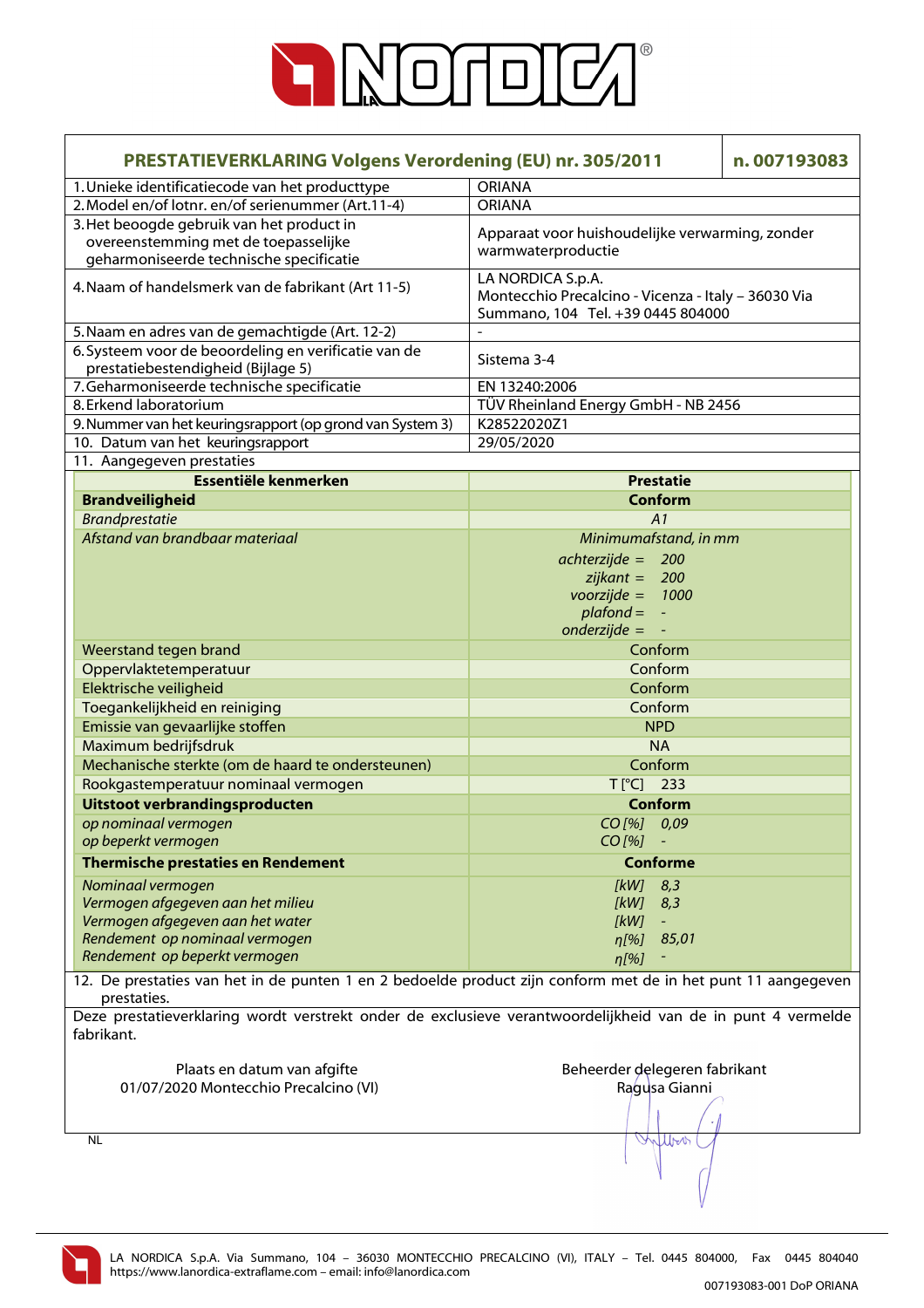# PRESTATIEVERKLARING Volgens Verordening (EU) nr. 305/2011 — n. 007193083

| | |
|---|---|
| 1. Unieke identificatiecode van het producttype | ORIANA |
| 2. Model en/of lotnr. en/of serienummer (Art.11-4) | ORIANA |
| 3. Het beoogde gebruik van het product in overeenstemming met de toepasselijke geharmoniseerde technische specificatie | Apparaat voor huishoudelijke verwarming, zonder warmwaterproductie |
| 4. Naam of handelsmerk van de fabrikant (Art 11-5) | LA NORDICA S.p.A. Montecchio Precalcino - Vicenza - Italy – 36030 Via Summano, 104 Tel. +39 0445 804000 |
| 5. Naam en adres van de gemachtigde (Art. 12-2) | - |
| 6. Systeem voor de beoordeling en verificatie van de prestatiebestendigheid (Bijlage 5) | Sistema 3-4 |
| 7. Geharmoniseerde technische specificatie | EN 13240:2006 |
| 8. Erkend laboratorium | TÜV Rheinland Energy GmbH - NB 2456 |
| 9. Nummer van het keuringsrapport (op grond van System 3) | K28522020Z1 |
| 10. Datum van het keuringsrapport | 29/05/2020 |

11. Aangegeven prestaties

| Essentiële kenmerken | Prestatie |
|---|---|
| **Brandveiligheid** | **Conform** |
| *Brandprestatie* | *A1* |
| *Afstand van brandbaar materiaal* | *Minimumafstand, in mm*<br>*achterzijde = 200*<br>*zijkant = 200*<br>*voorzijde = 1000*<br>*plafond = -*<br>*onderzijde = -* |
| Weerstand tegen brand | Conform |
| Oppervlaktetemperatuur | Conform |
| Elektrische veiligheid | Conform |
| Toegankelijkheid en reiniging | Conform |
| Emissie van gevaarlijke stoffen | NPD |
| Maximum bedrijfsdruk | NA |
| Mechanische sterkte (om de haard te ondersteunen) | Conform |
| Rookgastemperatuur nominaal vermogen | T [°C] 233 |
| **Uitstoot verbrandingsproducten** | **Conform** |
| *op nominaal vermogen* | *CO [%] 0,09* |
| *op beperkt vermogen* | *CO [%] -* |
| **Thermische prestaties en Rendement** | **Conforme** |
| *Nominaal vermogen* | *[kW] 8,3* |
| *Vermogen afgegeven aan het milieu* | *[kW] 8,3* |
| *Vermogen afgegeven aan het water* | *[kW] -* |
| *Rendement op nominaal vermogen* | *η[%] 85,01* |
| *Rendement op beperkt vermogen* | *η[%] -* |

12. De prestaties van het in de punten 1 en 2 bedoelde product zijn conform met de in het punt 11 aangegeven prestaties.

Deze prestatieverklaring wordt verstrekt onder de exclusieve verantwoordelijkheid van de in punt 4 vermelde fabrikant.

Plaats en datum van afgifte
01/07/2020 Montecchio Precalcino (VI)

Beheerder delegeren fabrikant
Ragusa Gianni

NL

LA NORDICA S.p.A. Via Summano, 104 – 36030 MONTECCHIO PRECALCINO (VI), ITALY – Tel. 0445 804000, Fax 0445 804040
https://www.lanordica-extraflame.com – email: info@lanordica.com

007193083-001 DoP ORIANA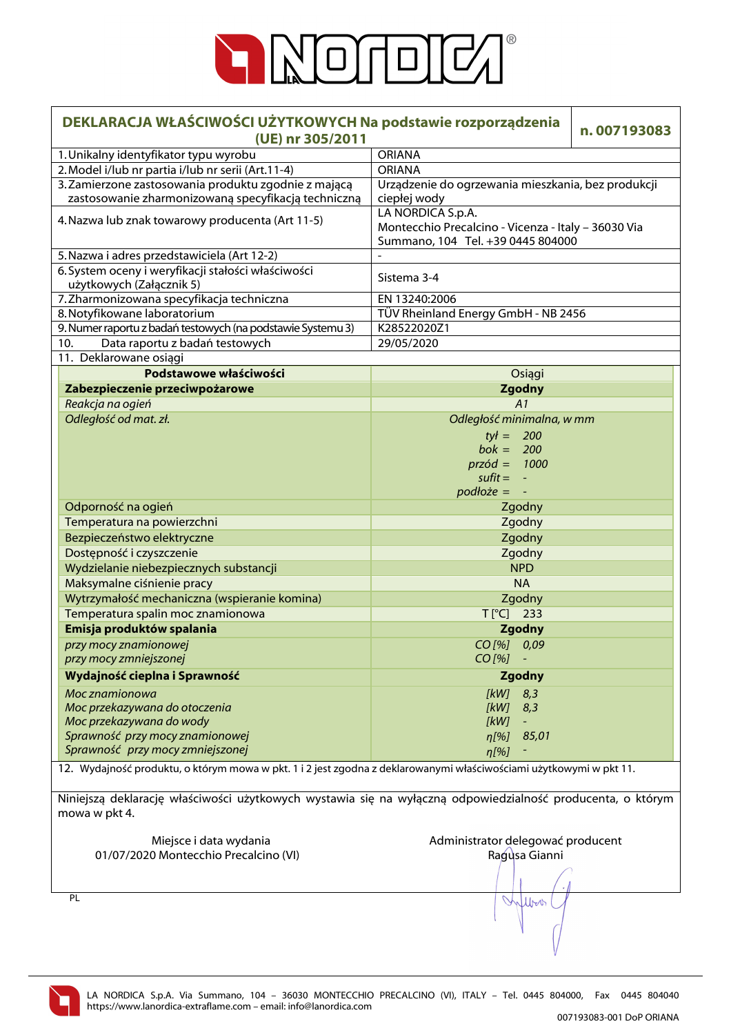| DEKLARACJA WŁAŚCIWOŚCI UŻYTKOWYCH Na podstawie rozporządzenia (UE) nr 305/2011 | n. 007193083 |
|---|---|
| 1. Unikalny identyfikator typu wyrobu | ORIANA |
| 2. Model i/lub nr partia i/lub nr serii (Art.11-4) | ORIANA |
| 3. Zamierzone zastosowania produktu zgodnie z mającą zastosowanie zharmonizowaną specyfikacją techniczną | Urządzenie do ogrzewania mieszkania, bez produkcji ciepłej wody |
| 4. Nazwa lub znak towarowy producenta (Art 11-5) | LA NORDICA S.p.A. Montecchio Precalcino - Vicenza - Italy – 36030 Via Summano, 104 Tel. +39 0445 804000 |
| 5. Nazwa i adres przedstawiciela (Art 12-2) | - |
| 6. System oceny i weryfikacji stałości właściwości użytkowych (Załącznik 5) | Sistema 3-4 |
| 7. Zharmonizowana specyfikacja techniczna | EN 13240:2006 |
| 8. Notyfikowane laboratorium | TÜV Rheinland Energy GmbH - NB 2456 |
| 9. Numer raportu z badań testowych (na podstawie Systemu 3) | K28522020Z1 |
| 10. Data raportu z badań testowych | 29/05/2020 |

11. Deklarowane osiągi

| Podstawowe właściwości | Osiągi |
|---|---|
| **Zabezpieczenie przeciwpożarowe** | **Zgodny** |
| *Reakcja na ogień* | *A1* |
| *Odległość od mat. zł.* | *Odległość minimalna, w mm*<br>*tył =* *200*<br>*bok =* *200*<br>*przód =* *1000*<br>*sufit =* *-*<br>*podłoże =* *-* |
| Odporność na ogień | Zgodny |
| Temperatura na powierzchni | Zgodny |
| Bezpieczeństwo elektryczne | Zgodny |
| Dostępność i czyszczenie | Zgodny |
| Wydzielanie niebezpiecznych substancji | NPD |
| Maksymalne ciśnienie pracy | NA |
| Wytrzymałość mechaniczna (wspieranie komina) | Zgodny |
| Temperatura spalin moc znamionowa | T [°C] 233 |
| **Emisja produktów spalania** | **Zgodny** |
| *przy mocy znamionowej* | *CO [%]* *0,09* |
| *przy mocy zmniejszonej* | *CO [%]* *-* |
| **Wydajność cieplna i Sprawność** | **Zgodny** |
| *Moc znamionowa* | *[kW]* *8,3* |
| *Moc przekazywana do otoczenia* | *[kW]* *8,3* |
| *Moc przekazywana do wody* | *[kW]* *-* |
| *Sprawność przy mocy znamionowej* | *η[%]* *85,01* |
| *Sprawność przy mocy zmniejszonej* | *η[%]* *-* |

12. Wydajność produktu, o którym mowa w pkt. 1 i 2 jest zgodna z deklarowanymi właściwościami użytkowymi w pkt 11.

Niniejszą deklarację właściwości użytkowych wystawia się na wyłączną odpowiedzialność producenta, o którym mowa w pkt 4.

Miejsce i data wydania
01/07/2020 Montecchio Precalcino (VI)

Administrator delegować producent
Ragusa Gianni

PL

LA NORDICA S.p.A. Via Summano, 104 – 36030 MONTECCHIO PRECALCINO (VI), ITALY – Tel. 0445 804000, Fax 0445 804040
https://www.lanordica-extraflame.com – email: info@lanordica.com

007193083-001 DoP ORIANA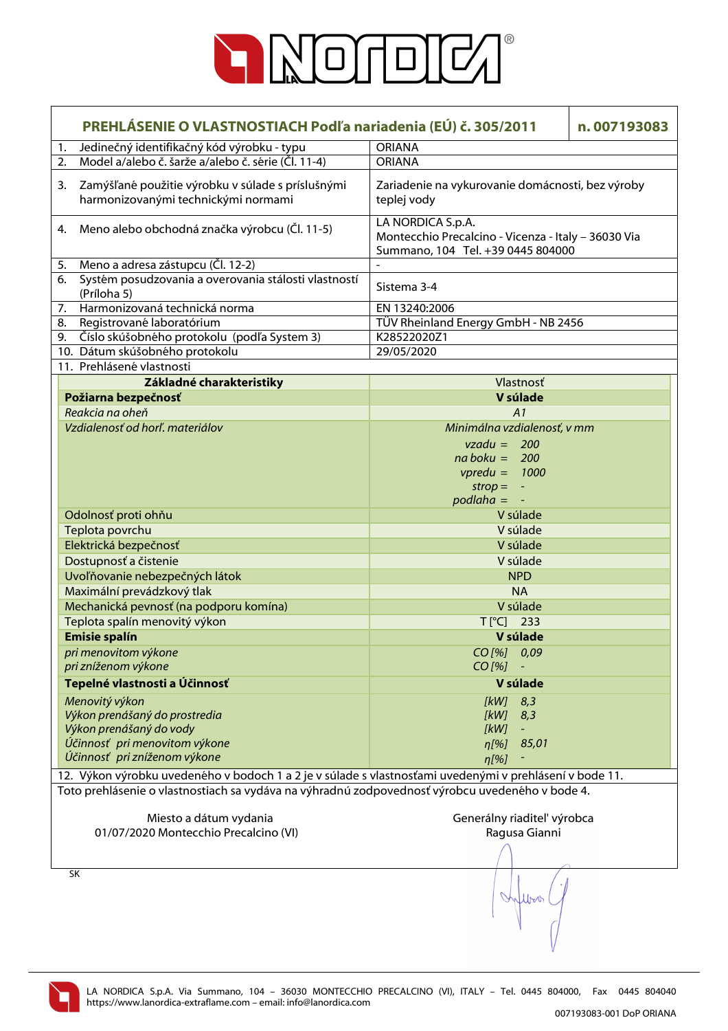## PREHLÁSENIE O VLASTNOSTIACH Podľa nariadenia (EÚ) č. 305/2011 | n. 007193083

| | |
|---|---|
| 1. Jedinečný identifikačný kód výrobku - typu | ORIANA |
| 2. Model a/alebo č. šarže a/alebo č. série (Čl. 11-4) | ORIANA |
| 3. Zamýšľané použitie výrobku v súlade s príslušnými harmonizovanými technickými normami | Zariadenie na vykurovanie domácnosti, bez výroby teplej vody |
| 4. Meno alebo obchodná značka výrobcu (Čl. 11-5) | LA NORDICA S.p.A. Montecchio Precalcino - Vicenza - Italy – 36030 Via Summano, 104 Tel. +39 0445 804000 |
| 5. Meno a adresa zástupcu (Čl. 12-2) | - |
| 6. Systém posudzovania a overovania stálosti vlastností (Príloha 5) | Sistema 3-4 |
| 7. Harmonizovaná technická norma | EN 13240:2006 |
| 8. Registrované laboratórium | TÜV Rheinland Energy GmbH - NB 2456 |
| 9. Číslo skúšobného protokolu (podľa System 3) | K28522020Z1 |
| 10. Dátum skúšobného protokolu | 29/05/2020 |

11. Prehlásené vlastnosti

| Základné charakteristiky | Vlastnosť |
|---|---|
| **Požiarna bezpečnosť** | **V súlade** |
| *Reakcia na oheň* | *A1* |
| *Vzdialenosť od horľ. materiálov* | *Minimálna vzdialenosť, v mm* <br> *vzadu = 200* <br> *na boku = 200* <br> *vpredu = 1000* <br> *strop = -* <br> *podlaha = -* |
| Odolnosť proti ohňu | V súlade |
| Teplota povrchu | V súlade |
| Elektrická bezpečnosť | V súlade |
| Dostupnosť a čistenie | V súlade |
| Uvoľňovanie nebezpečných látok | NPD |
| Maximální prevádzkový tlak | NA |
| Mechanická pevnosť (na podporu komína) | V súlade |
| Teplota spalín menovitý výkon | T [°C] 233 |
| **Emisie spalín** | **V súlade** |
| *pri menovitom výkone* | *CO [%] 0,09* |
| *pri zníženom výkone* | *CO [%] -* |
| **Tepelné vlastnosti a Účinnosť** | **V súlade** |
| *Menovitý výkon* | *[kW] 8,3* |
| *Výkon prenášaný do prostredia* | *[kW] 8,3* |
| *Výkon prenášaný do vody* | *[kW] -* |
| *Účinnosť pri menovitom výkone* | *η[%] 85,01* |
| *Účinnosť pri zníženom výkone* | *η[%] -* |

12. Výkon výrobku uvedeného v bodoch 1 a 2 je v súlade s vlastnosťami uvedenými v prehlásení v bode 11.

Toto prehlásenie o vlastnostiach sa vydáva na výhradnú zodpovednosť výrobcu uvedeného v bode 4.

Miesto a dátum vydania
01/07/2020 Montecchio Precalcino (VI)

Generálny riaditeľ výrobca
Ragusa Gianni

SK

LA NORDICA S.p.A. Via Summano, 104 – 36030 MONTECCHIO PRECALCINO (VI), ITALY – Tel. 0445 804000, Fax 0445 804040
https://www.lanordica-extraflame.com – email: info@lanordica.com

007193083-001 DoP ORIANA